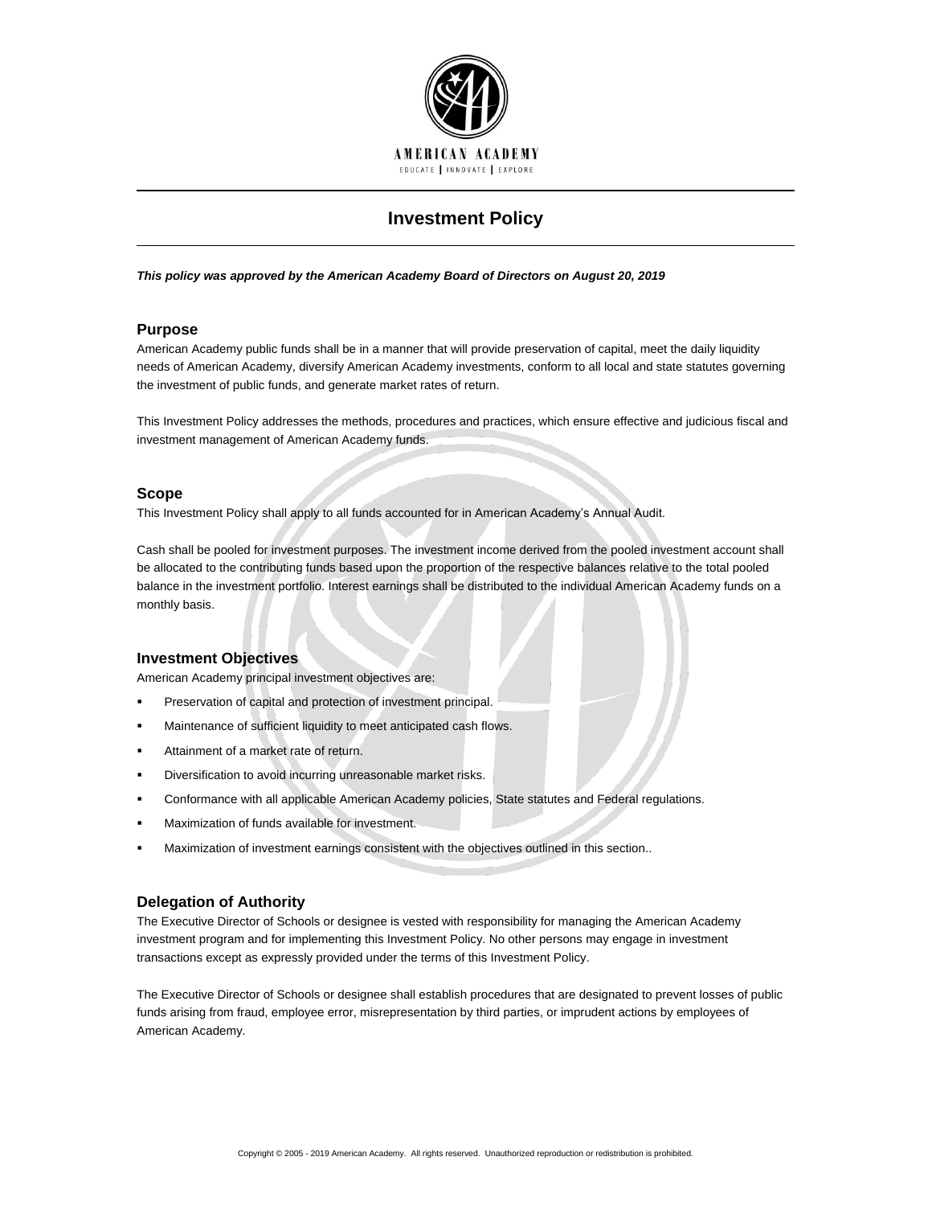AMERICAN ACADEMY

EDUCATE | INNOVATE | EXPLORE

# Investment Policy

***This policy was approved by the American Academy Board of Directors on August 20, 2019***

## Purpose

American Academy public funds shall be in a manner that will provide preservation of capital, meet the daily liquidity needs of American Academy, diversify American Academy investments, conform to all local and state statutes governing the investment of public funds, and generate market rates of return.

This Investment Policy addresses the methods, procedures and practices, which ensure effective and judicious fiscal and investment management of American Academy funds.

## Scope

This Investment Policy shall apply to all funds accounted for in American Academy's Annual Audit.

Cash shall be pooled for investment purposes. The investment income derived from the pooled investment account shall be allocated to the contributing funds based upon the proportion of the respective balances relative to the total pooled balance in the investment portfolio. Interest earnings shall be distributed to the individual American Academy funds on a monthly basis.

## Investment Objectives

American Academy principal investment objectives are:

- Preservation of capital and protection of investment principal.
- Maintenance of sufficient liquidity to meet anticipated cash flows.
- Attainment of a market rate of return.
- Diversification to avoid incurring unreasonable market risks.
- Conformance with all applicable American Academy policies, State statutes and Federal regulations.
- Maximization of funds available for investment.
- Maximization of investment earnings consistent with the objectives outlined in this section..

## Delegation of Authority

The Executive Director of Schools or designee is vested with responsibility for managing the American Academy investment program and for implementing this Investment Policy. No other persons may engage in investment transactions except as expressly provided under the terms of this Investment Policy.

The Executive Director of Schools or designee shall establish procedures that are designated to prevent losses of public funds arising from fraud, employee error, misrepresentation by third parties, or imprudent actions by employees of American Academy.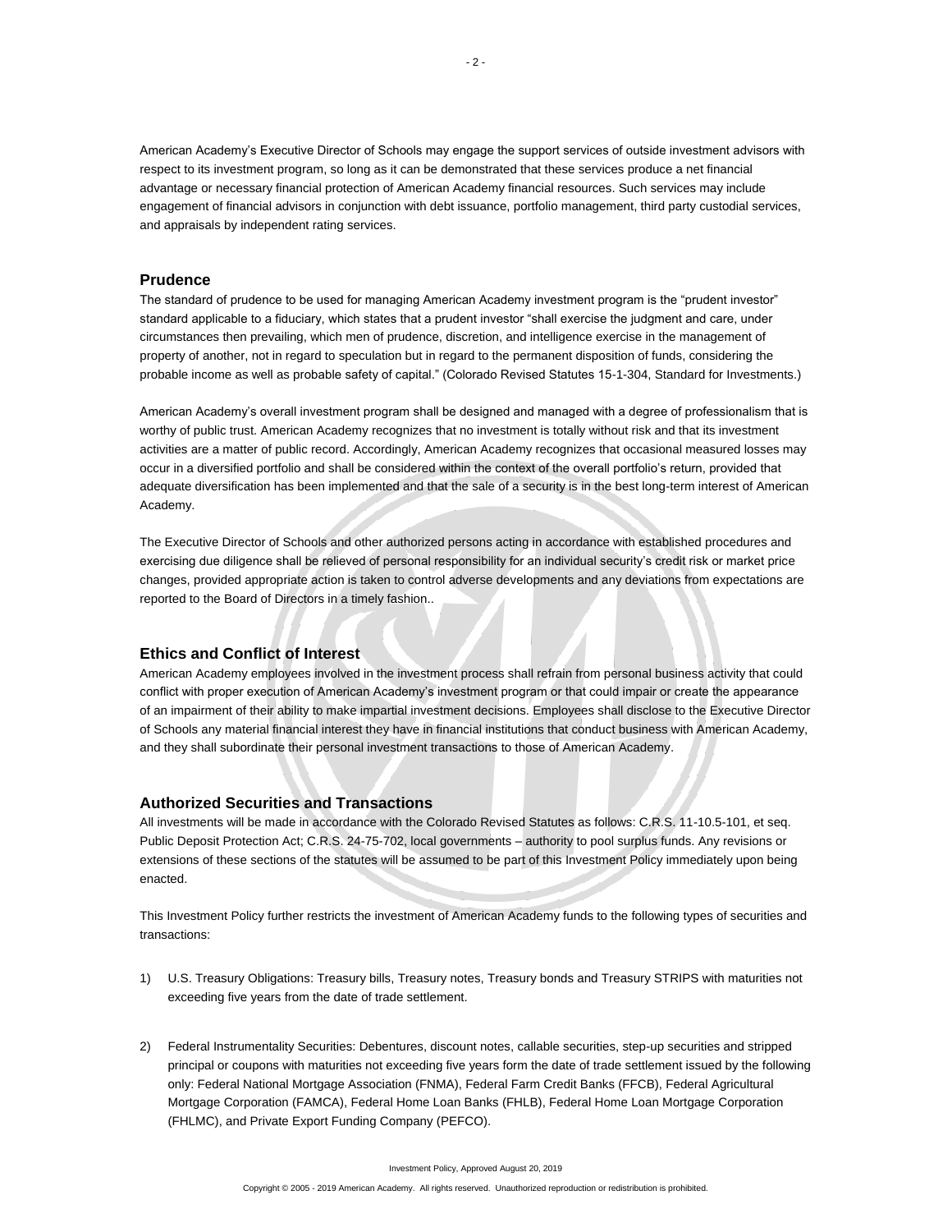American Academy's Executive Director of Schools may engage the support services of outside investment advisors with respect to its investment program, so long as it can be demonstrated that these services produce a net financial advantage or necessary financial protection of American Academy financial resources. Such services may include engagement of financial advisors in conjunction with debt issuance, portfolio management, third party custodial services, and appraisals by independent rating services.

## Prudence

The standard of prudence to be used for managing American Academy investment program is the "prudent investor" standard applicable to a fiduciary, which states that a prudent investor "shall exercise the judgment and care, under circumstances then prevailing, which men of prudence, discretion, and intelligence exercise in the management of property of another, not in regard to speculation but in regard to the permanent disposition of funds, considering the probable income as well as probable safety of capital." (Colorado Revised Statutes 15-1-304, Standard for Investments.)

American Academy's overall investment program shall be designed and managed with a degree of professionalism that is worthy of public trust. American Academy recognizes that no investment is totally without risk and that its investment activities are a matter of public record. Accordingly, American Academy recognizes that occasional measured losses may occur in a diversified portfolio and shall be considered within the context of the overall portfolio's return, provided that adequate diversification has been implemented and that the sale of a security is in the best long-term interest of American Academy.

The Executive Director of Schools and other authorized persons acting in accordance with established procedures and exercising due diligence shall be relieved of personal responsibility for an individual security's credit risk or market price changes, provided appropriate action is taken to control adverse developments and any deviations from expectations are reported to the Board of Directors in a timely fashion..

## Ethics and Conflict of Interest

American Academy employees involved in the investment process shall refrain from personal business activity that could conflict with proper execution of American Academy's investment program or that could impair or create the appearance of an impairment of their ability to make impartial investment decisions. Employees shall disclose to the Executive Director of Schools any material financial interest they have in financial institutions that conduct business with American Academy, and they shall subordinate their personal investment transactions to those of American Academy.

## Authorized Securities and Transactions

All investments will be made in accordance with the Colorado Revised Statutes as follows: C.R.S. 11-10.5-101, et seq. Public Deposit Protection Act; C.R.S. 24-75-702, local governments – authority to pool surplus funds. Any revisions or extensions of these sections of the statutes will be assumed to be part of this Investment Policy immediately upon being enacted.

This Investment Policy further restricts the investment of American Academy funds to the following types of securities and transactions:

1) U.S. Treasury Obligations: Treasury bills, Treasury notes, Treasury bonds and Treasury STRIPS with maturities not exceeding five years from the date of trade settlement.

2) Federal Instrumentality Securities: Debentures, discount notes, callable securities, step-up securities and stripped principal or coupons with maturities not exceeding five years form the date of trade settlement issued by the following only: Federal National Mortgage Association (FNMA), Federal Farm Credit Banks (FFCB), Federal Agricultural Mortgage Corporation (FAMCA), Federal Home Loan Banks (FHLB), Federal Home Loan Mortgage Corporation (FHLMC), and Private Export Funding Company (PEFCO).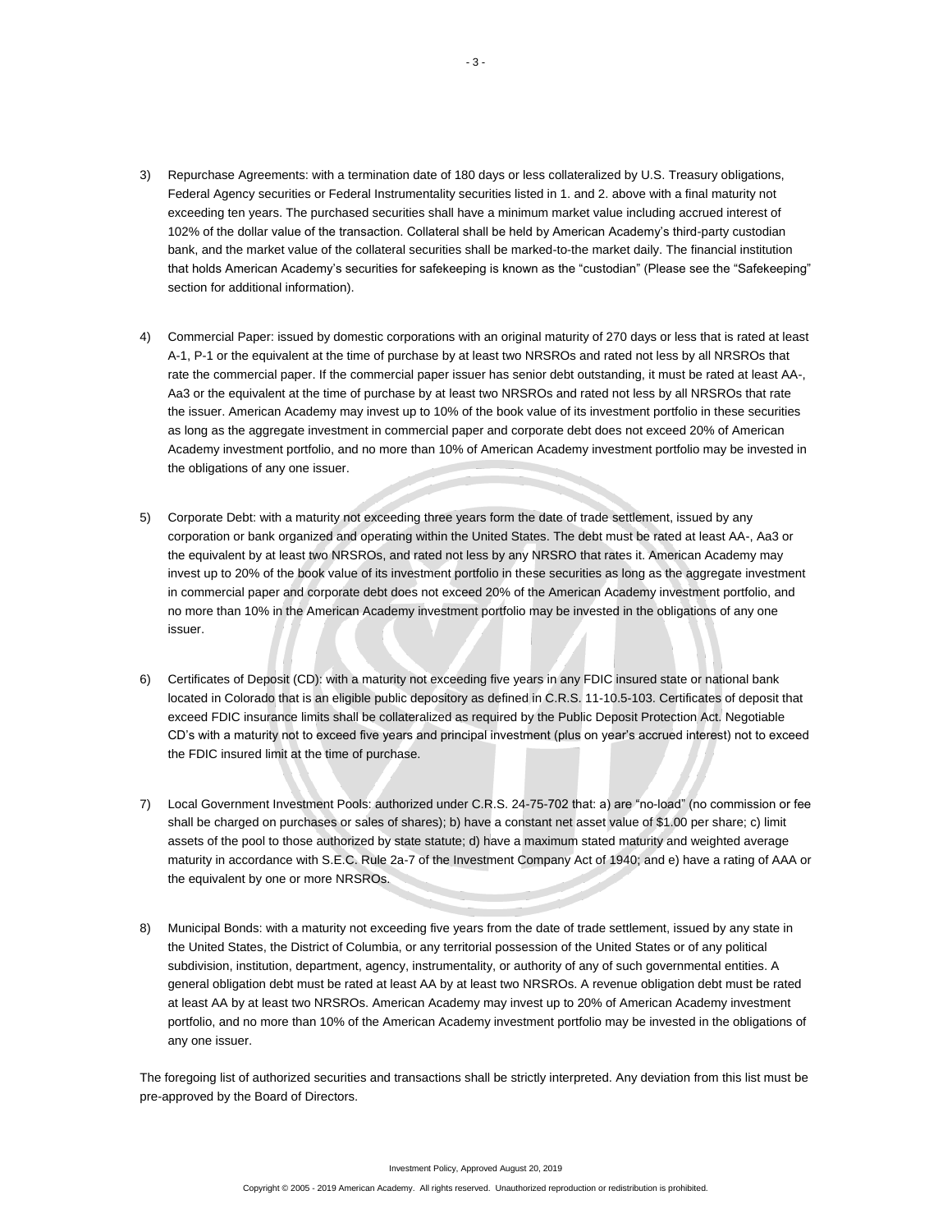3) Repurchase Agreements: with a termination date of 180 days or less collateralized by U.S. Treasury obligations, Federal Agency securities or Federal Instrumentality securities listed in 1. and 2. above with a final maturity not exceeding ten years. The purchased securities shall have a minimum market value including accrued interest of 102% of the dollar value of the transaction. Collateral shall be held by American Academy's third-party custodian bank, and the market value of the collateral securities shall be marked-to-the market daily. The financial institution that holds American Academy's securities for safekeeping is known as the "custodian" (Please see the "Safekeeping" section for additional information).

4) Commercial Paper: issued by domestic corporations with an original maturity of 270 days or less that is rated at least A-1, P-1 or the equivalent at the time of purchase by at least two NRSROs and rated not less by all NRSROs that rate the commercial paper. If the commercial paper issuer has senior debt outstanding, it must be rated at least AA-, Aa3 or the equivalent at the time of purchase by at least two NRSROs and rated not less by all NRSROs that rate the issuer. American Academy may invest up to 10% of the book value of its investment portfolio in these securities as long as the aggregate investment in commercial paper and corporate debt does not exceed 20% of American Academy investment portfolio, and no more than 10% of American Academy investment portfolio may be invested in the obligations of any one issuer.

5) Corporate Debt: with a maturity not exceeding three years form the date of trade settlement, issued by any corporation or bank organized and operating within the United States. The debt must be rated at least AA-, Aa3 or the equivalent by at least two NRSROs, and rated not less by any NRSRO that rates it. American Academy may invest up to 20% of the book value of its investment portfolio in these securities as long as the aggregate investment in commercial paper and corporate debt does not exceed 20% of the American Academy investment portfolio, and no more than 10% in the American Academy investment portfolio may be invested in the obligations of any one issuer.

6) Certificates of Deposit (CD): with a maturity not exceeding five years in any FDIC insured state or national bank located in Colorado that is an eligible public depository as defined in C.R.S. 11-10.5-103. Certificates of deposit that exceed FDIC insurance limits shall be collateralized as required by the Public Deposit Protection Act. Negotiable CD's with a maturity not to exceed five years and principal investment (plus on year's accrued interest) not to exceed the FDIC insured limit at the time of purchase.

7) Local Government Investment Pools: authorized under C.R.S. 24-75-702 that: a) are "no-load" (no commission or fee shall be charged on purchases or sales of shares); b) have a constant net asset value of $1.00 per share; c) limit assets of the pool to those authorized by state statute; d) have a maximum stated maturity and weighted average maturity in accordance with S.E.C. Rule 2a-7 of the Investment Company Act of 1940; and e) have a rating of AAA or the equivalent by one or more NRSROs.

8) Municipal Bonds: with a maturity not exceeding five years from the date of trade settlement, issued by any state in the United States, the District of Columbia, or any territorial possession of the United States or of any political subdivision, institution, department, agency, instrumentality, or authority of any of such governmental entities. A general obligation debt must be rated at least AA by at least two NRSROs. A revenue obligation debt must be rated at least AA by at least two NRSROs. American Academy may invest up to 20% of American Academy investment portfolio, and no more than 10% of the American Academy investment portfolio may be invested in the obligations of any one issuer.

The foregoing list of authorized securities and transactions shall be strictly interpreted. Any deviation from this list must be pre-approved by the Board of Directors.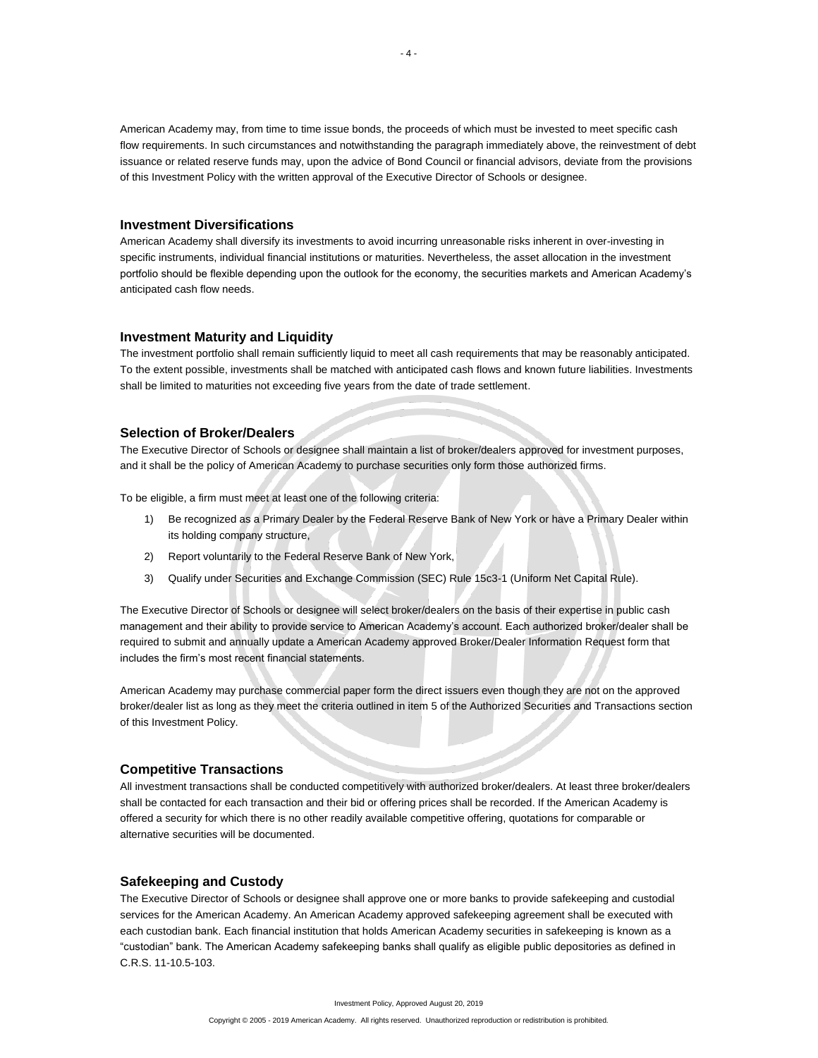American Academy may, from time to time issue bonds, the proceeds of which must be invested to meet specific cash flow requirements. In such circumstances and notwithstanding the paragraph immediately above, the reinvestment of debt issuance or related reserve funds may, upon the advice of Bond Council or financial advisors, deviate from the provisions of this Investment Policy with the written approval of the Executive Director of Schools or designee.

### Investment Diversifications

American Academy shall diversify its investments to avoid incurring unreasonable risks inherent in over-investing in specific instruments, individual financial institutions or maturities. Nevertheless, the asset allocation in the investment portfolio should be flexible depending upon the outlook for the economy, the securities markets and American Academy's anticipated cash flow needs.

### Investment Maturity and Liquidity

The investment portfolio shall remain sufficiently liquid to meet all cash requirements that may be reasonably anticipated. To the extent possible, investments shall be matched with anticipated cash flows and known future liabilities. Investments shall be limited to maturities not exceeding five years from the date of trade settlement.

### Selection of Broker/Dealers

The Executive Director of Schools or designee shall maintain a list of broker/dealers approved for investment purposes, and it shall be the policy of American Academy to purchase securities only form those authorized firms.

To be eligible, a firm must meet at least one of the following criteria:

1) Be recognized as a Primary Dealer by the Federal Reserve Bank of New York or have a Primary Dealer within its holding company structure,
2) Report voluntarily to the Federal Reserve Bank of New York,
3) Qualify under Securities and Exchange Commission (SEC) Rule 15c3-1 (Uniform Net Capital Rule).

The Executive Director of Schools or designee will select broker/dealers on the basis of their expertise in public cash management and their ability to provide service to American Academy's account. Each authorized broker/dealer shall be required to submit and annually update a American Academy approved Broker/Dealer Information Request form that includes the firm's most recent financial statements.

American Academy may purchase commercial paper form the direct issuers even though they are not on the approved broker/dealer list as long as they meet the criteria outlined in item 5 of the Authorized Securities and Transactions section of this Investment Policy.

### Competitive Transactions

All investment transactions shall be conducted competitively with authorized broker/dealers. At least three broker/dealers shall be contacted for each transaction and their bid or offering prices shall be recorded. If the American Academy is offered a security for which there is no other readily available competitive offering, quotations for comparable or alternative securities will be documented.

### Safekeeping and Custody

The Executive Director of Schools or designee shall approve one or more banks to provide safekeeping and custodial services for the American Academy. An American Academy approved safekeeping agreement shall be executed with each custodian bank. Each financial institution that holds American Academy securities in safekeeping is known as a "custodian" bank. The American Academy safekeeping banks shall qualify as eligible public depositories as defined in C.R.S. 11-10.5-103.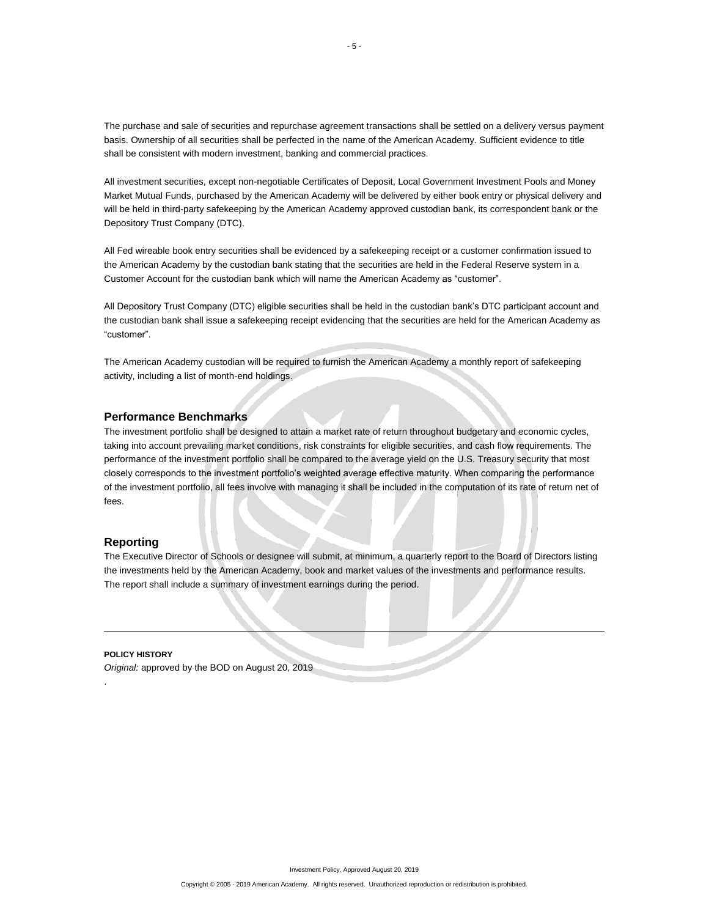The purchase and sale of securities and repurchase agreement transactions shall be settled on a delivery versus payment basis. Ownership of all securities shall be perfected in the name of the American Academy. Sufficient evidence to title shall be consistent with modern investment, banking and commercial practices.

All investment securities, except non-negotiable Certificates of Deposit, Local Government Investment Pools and Money Market Mutual Funds, purchased by the American Academy will be delivered by either book entry or physical delivery and will be held in third-party safekeeping by the American Academy approved custodian bank, its correspondent bank or the Depository Trust Company (DTC).

All Fed wireable book entry securities shall be evidenced by a safekeeping receipt or a customer confirmation issued to the American Academy by the custodian bank stating that the securities are held in the Federal Reserve system in a Customer Account for the custodian bank which will name the American Academy as "customer".

All Depository Trust Company (DTC) eligible securities shall be held in the custodian bank's DTC participant account and the custodian bank shall issue a safekeeping receipt evidencing that the securities are held for the American Academy as "customer".

The American Academy custodian will be required to furnish the American Academy a monthly report of safekeeping activity, including a list of month-end holdings.

## Performance Benchmarks

The investment portfolio shall be designed to attain a market rate of return throughout budgetary and economic cycles, taking into account prevailing market conditions, risk constraints for eligible securities, and cash flow requirements. The performance of the investment portfolio shall be compared to the average yield on the U.S. Treasury security that most closely corresponds to the investment portfolio's weighted average effective maturity. When comparing the performance of the investment portfolio, all fees involve with managing it shall be included in the computation of its rate of return net of fees.

## Reporting

The Executive Director of Schools or designee will submit, at minimum, a quarterly report to the Board of Directors listing the investments held by the American Academy, book and market values of the investments and performance results. The report shall include a summary of investment earnings during the period.

---

**POLICY HISTORY**

*Original:* approved by the BOD on August 20, 2019

.